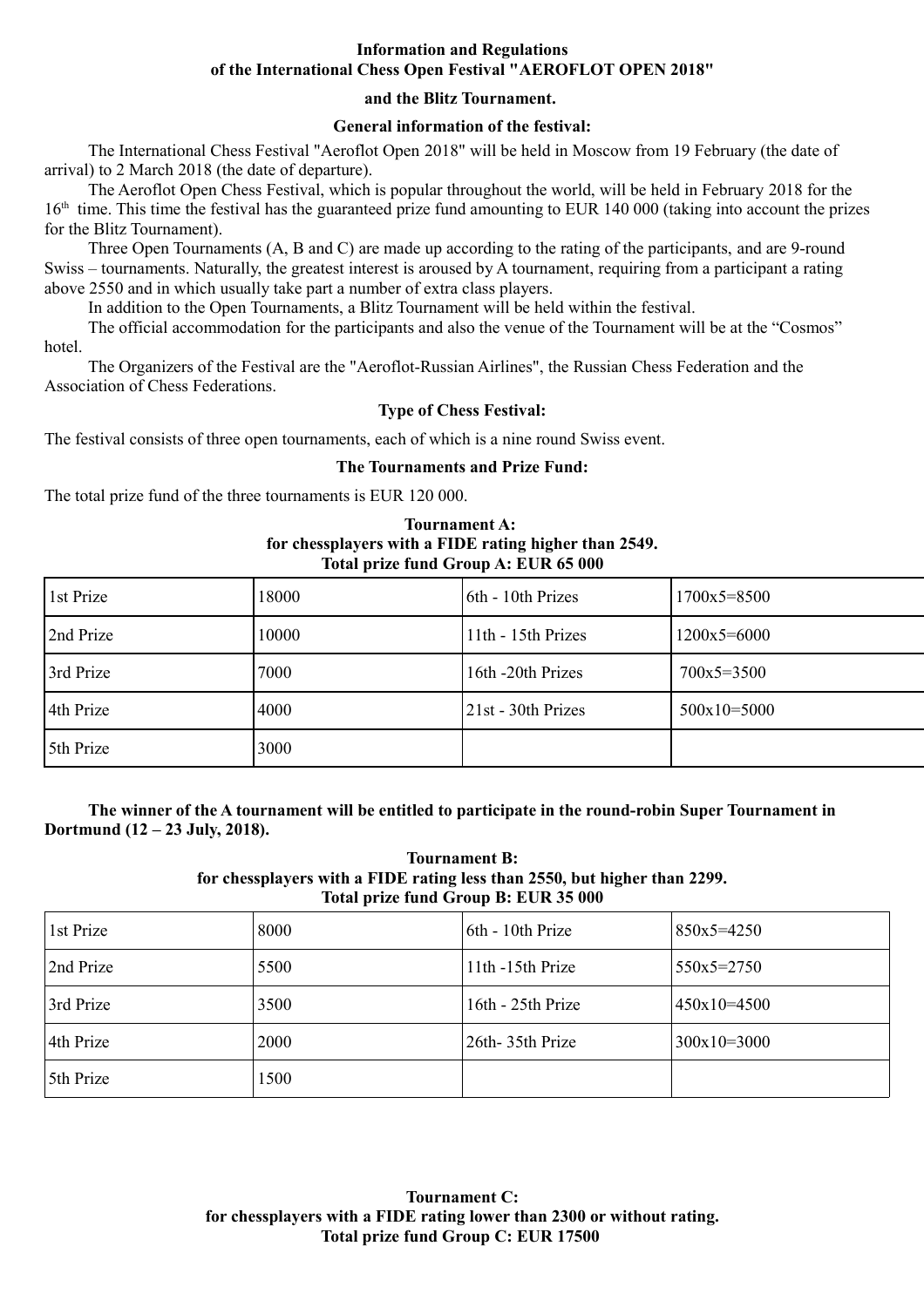**Information and Regulations**
**of the International Chess Open Festival "AEROFLOT OPEN 2018"**

**and the Blitz Tournament.**

**General information of the festival:**

The International Chess Festival "Aeroflot Open 2018" will be held in Moscow from 19 February (the date of arrival) to 2 March 2018 (the date of departure).

The Aeroflot Open Chess Festival, which is popular throughout the world, will be held in February 2018 for the 16th time. This time the festival has the guaranteed prize fund amounting to EUR 140 000 (taking into account the prizes for the Blitz Tournament).

Three Open Tournaments (A, B and C) are made up according to the rating of the participants, and are 9-round Swiss – tournaments. Naturally, the greatest interest is aroused by A tournament, requiring from a participant a rating above 2550 and in which usually take part a number of extra class players.

In addition to the Open Tournaments, a Blitz Tournament will be held within the festival.

The official accommodation for the participants and also the venue of the Tournament will be at the "Cosmos" hotel.

The Organizers of the Festival are the "Aeroflot-Russian Airlines", the Russian Chess Federation and the Association of Chess Federations.

**Type of Chess Festival:**

The festival consists of three open tournaments, each of which is a nine round Swiss event.

**The Tournaments and Prize Fund:**

The total prize fund of the three tournaments is EUR 120 000.

**Tournament A:**
**for chessplayers with a FIDE rating higher than 2549.**
**Total prize fund Group A: EUR 65 000**

| | | | |
|---|---|---|---|
| 1st Prize | 18000 | 6th - 10th Prizes | 1700x5=8500 |
| 2nd Prize | 10000 | 11th - 15th Prizes | 1200x5=6000 |
| 3rd Prize | 7000 | 16th -20th Prizes | 700x5=3500 |
| 4th Prize | 4000 | 21st - 30th Prizes | 500x10=5000 |
| 5th Prize | 3000 | | |

**The winner of the A tournament will be entitled to participate in the round-robin Super Tournament in Dortmund (12 – 23 July, 2018).**

**Tournament B:**
**for chessplayers with a FIDE rating less than 2550, but higher than 2299.**
**Total prize fund Group B: EUR 35 000**

| | | | |
|---|---|---|---|
| 1st Prize | 8000 | 6th - 10th Prize | 850x5=4250 |
| 2nd Prize | 5500 | 11th -15th Prize | 550x5=2750 |
| 3rd Prize | 3500 | 16th - 25th Prize | 450x10=4500 |
| 4th Prize | 2000 | 26th- 35th Prize | 300x10=3000 |
| 5th Prize | 1500 | | |

**Tournament C:**
**for chessplayers with a FIDE rating lower than 2300 or without rating.**
**Total prize fund Group C: EUR 17500**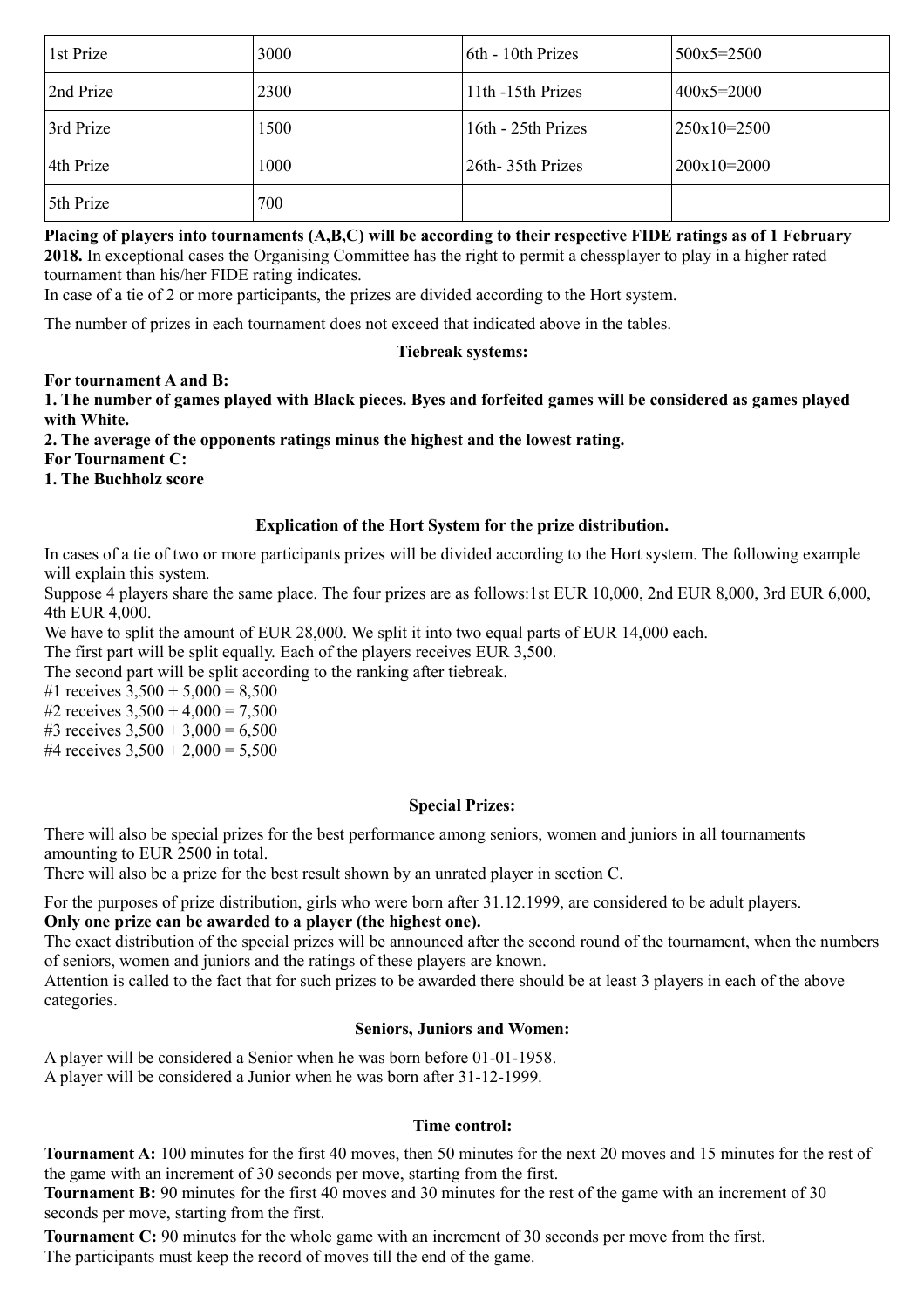| 1st Prize | 3000 | 6th - 10th Prizes | 500x5=2500 |
|---|---|---|---|
| 2nd Prize | 2300 | 11th -15th Prizes | 400x5=2000 |
| 3rd Prize | 1500 | 16th - 25th Prizes | 250x10=2500 |
| 4th Prize | 1000 | 26th- 35th Prizes | 200x10=2000 |
| 5th Prize | 700 | | |

**Placing of players into tournaments (A,B,C) will be according to their respective FIDE ratings as of 1 February 2018.** In exceptional cases the Organising Committee has the right to permit a chessplayer to play in a higher rated tournament than his/her FIDE rating indicates.
In case of a tie of 2 or more participants, the prizes are divided according to the Hort system.

The number of prizes in each tournament does not exceed that indicated above in the tables.

### Tiebreak systems:

**For tournament A and B:**
**1. The number of games played with Black pieces. Byes and forfeited games will be considered as games played with White.**
**2. The average of the opponents ratings minus the highest and the lowest rating.**
**For Tournament C:**
**1. The Buchholz score**

### Explication of the Hort System for the prize distribution.

In cases of a tie of two or more participants prizes will be divided according to the Hort system. The following example will explain this system.
Suppose 4 players share the same place. The four prizes are as follows:1st EUR 10,000, 2nd EUR 8,000, 3rd EUR 6,000, 4th EUR 4,000.
We have to split the amount of EUR 28,000. We split it into two equal parts of EUR 14,000 each.
The first part will be split equally. Each of the players receives EUR 3,500.
The second part will be split according to the ranking after tiebreak.
#1 receives 3,500 + 5,000 = 8,500
#2 receives 3,500 + 4,000 = 7,500
#3 receives 3,500 + 3,000 = 6,500
#4 receives 3,500 + 2,000 = 5,500

### Special Prizes:

There will also be special prizes for the best performance among seniors, women and juniors in all tournaments amounting to EUR 2500 in total.
There will also be a prize for the best result shown by an unrated player in section C.

For the purposes of prize distribution, girls who were born after 31.12.1999, are considered to be adult players.
**Only one prize can be awarded to a player (the highest one).**
The exact distribution of the special prizes will be announced after the second round of the tournament, when the numbers of seniors, women and juniors and the ratings of these players are known.
Attention is called to the fact that for such prizes to be awarded there should be at least 3 players in each of the above categories.

### Seniors, Juniors and Women:

A player will be considered a Senior when he was born before 01-01-1958.
A player will be considered a Junior when he was born after 31-12-1999.

### Time control:

**Tournament A:** 100 minutes for the first 40 moves, then 50 minutes for the next 20 moves and 15 minutes for the rest of the game with an increment of 30 seconds per move, starting from the first.
**Tournament B:** 90 minutes for the first 40 moves and 30 minutes for the rest of the game with an increment of 30 seconds per move, starting from the first.

**Tournament C:** 90 minutes for the whole game with an increment of 30 seconds per move from the first.
The participants must keep the record of moves till the end of the game.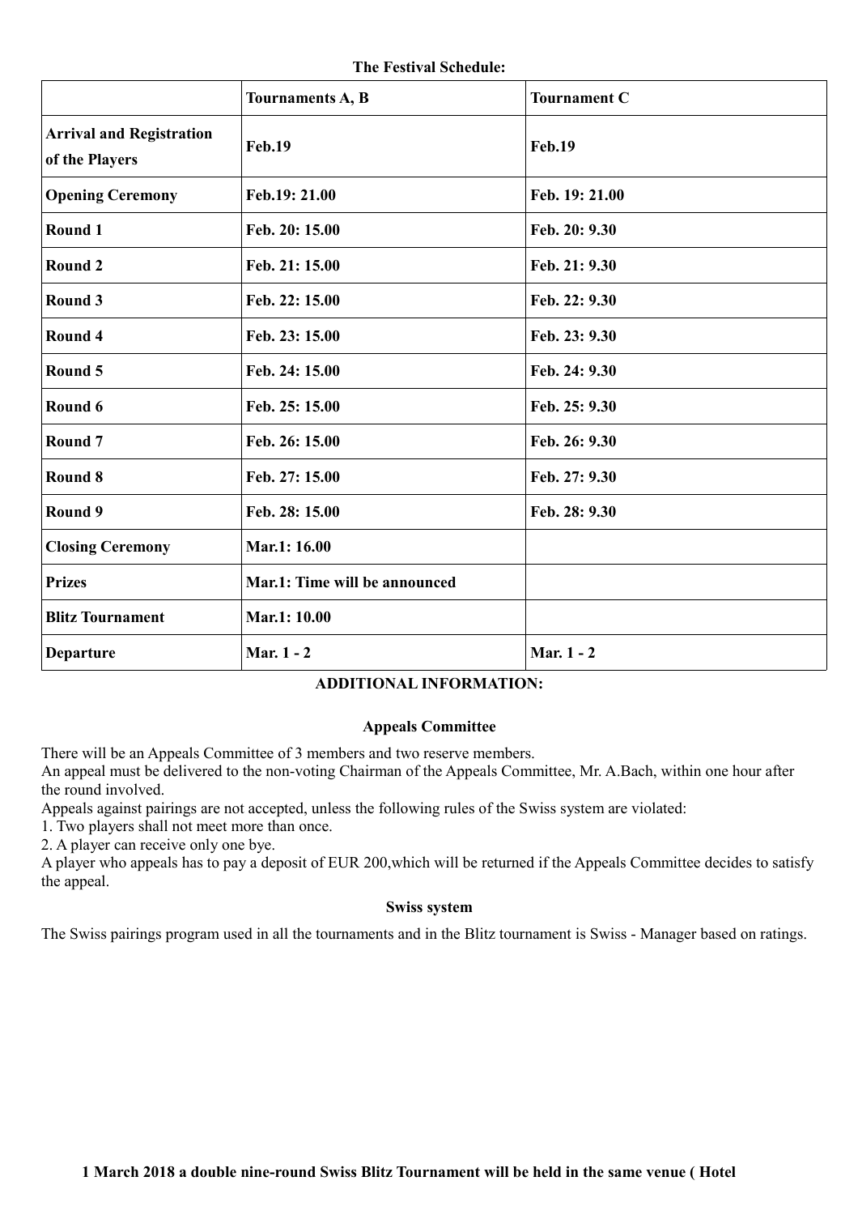**The Festival Schedule:**

| | **Tournaments A, B** | **Tournament C** |
|---|---|---|
| **Arrival and Registration of the Players** | **Feb.19** | **Feb.19** |
| **Opening Ceremony** | **Feb.19: 21.00** | **Feb. 19: 21.00** |
| **Round 1** | **Feb. 20: 15.00** | **Feb. 20: 9.30** |
| **Round 2** | **Feb. 21: 15.00** | **Feb. 21: 9.30** |
| **Round 3** | **Feb. 22: 15.00** | **Feb. 22: 9.30** |
| **Round 4** | **Feb. 23: 15.00** | **Feb. 23: 9.30** |
| **Round 5** | **Feb. 24: 15.00** | **Feb. 24: 9.30** |
| **Round 6** | **Feb. 25: 15.00** | **Feb. 25: 9.30** |
| **Round 7** | **Feb. 26: 15.00** | **Feb. 26: 9.30** |
| **Round 8** | **Feb. 27: 15.00** | **Feb. 27: 9.30** |
| **Round 9** | **Feb. 28: 15.00** | **Feb. 28: 9.30** |
| **Closing Ceremony** | **Mar.1: 16.00** | |
| **Prizes** | **Mar.1: Time will be announced** | |
| **Blitz Tournament** | **Mar.1: 10.00** | |
| **Departure** | **Mar. 1 - 2** | **Mar. 1 - 2** |

**ADDITIONAL INFORMATION:**

**Appeals Committee**

There will be an Appeals Committee of 3 members and two reserve members.
An appeal must be delivered to the non-voting Chairman of the Appeals Committee, Mr. A.Bach, within one hour after the round involved.
Appeals against pairings are not accepted, unless the following rules of the Swiss system are violated:

1. Two players shall not meet more than once.
2. A player can receive only one bye.

A player who appeals has to pay a deposit of EUR 200,which will be returned if the Appeals Committee decides to satisfy the appeal.

**Swiss system**

The Swiss pairings program used in all the tournaments and in the Blitz tournament is Swiss - Manager based on ratings.

**1 March 2018 a double nine-round Swiss Blitz Tournament will be held in the same venue ( Hotel**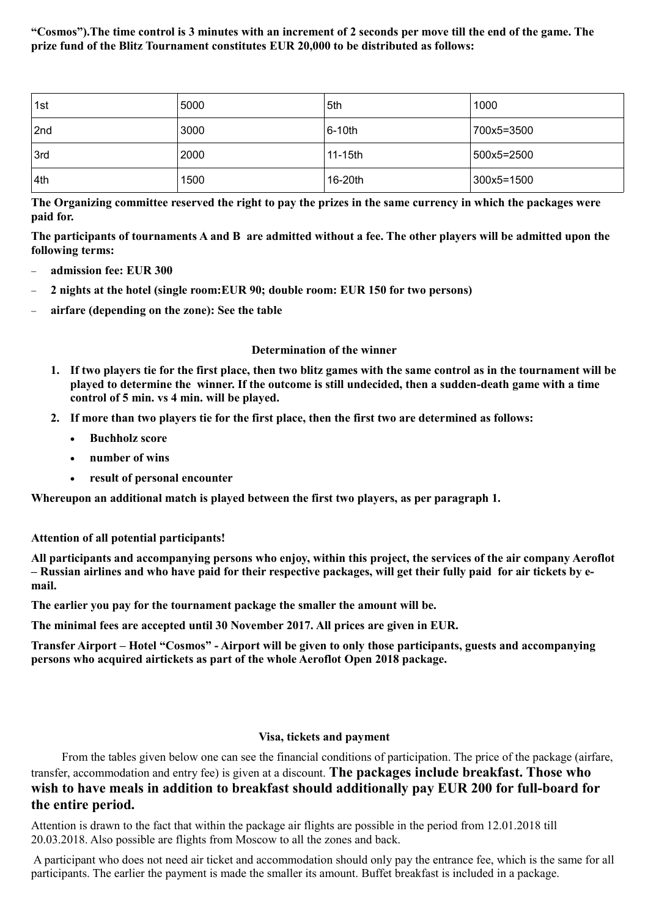**“Cosmos”).The time control is 3 minutes with an increment of 2 seconds per move till the end of the game. The prize fund of the Blitz Tournament constitutes EUR 20,000 to be distributed as follows:**

| 1st | 5000 | 5th | 1000 |
|---|---|---|---|
| 2nd | 3000 | 6-10th | 700x5=3500 |
| 3rd | 2000 | 11-15th | 500x5=2500 |
| 4th | 1500 | 16-20th | 300x5=1500 |

**The Organizing committee reserved the right to pay the prizes in the same currency in which the packages were paid for.**

**The participants of tournaments A and B are admitted without a fee. The other players will be admitted upon the following terms:**

- **admission fee: EUR 300**
- **2 nights at the hotel (single room:EUR 90; double room: EUR 150 for two persons)**
- **airfare (depending on the zone): See the table**

### Determination of the winner

1. **If two players tie for the first place, then two blitz games with the same control as in the tournament will be played to determine the winner. If the outcome is still undecided, then a sudden-death game with a time control of 5 min. vs 4 min. will be played.**
2. **If more than two players tie for the first place, then the first two are determined as follows:**
   - **Buchholz score**
   - **number of wins**
   - **result of personal encounter**

**Whereupon an additional match is played between the first two players, as per paragraph 1.**

**Attention of all potential participants!**

**All participants and accompanying persons who enjoy, within this project, the services of the air company Aeroflot – Russian airlines and who have paid for their respective packages, will get their fully paid for air tickets by e-mail.**

**The earlier you pay for the tournament package the smaller the amount will be.**

**The minimal fees are accepted until 30 November 2017. All prices are given in EUR.**

**Transfer Airport – Hotel “Cosmos” - Airport will be given to only those participants, guests and accompanying persons who acquired airtickets as part of the whole Aeroflot Open 2018 package.**

### Visa, tickets and payment

From the tables given below one can see the financial conditions of participation. The price of the package (airfare, transfer, accommodation and entry fee) is given at a discount. **The packages include breakfast. Those who wish to have meals in addition to breakfast should additionally pay EUR 200 for full-board for the entire period.**

Attention is drawn to the fact that within the package air flights are possible in the period from 12.01.2018 till 20.03.2018. Also possible are flights from Moscow to all the zones and back.

A participant who does not need air ticket and accommodation should only pay the entrance fee, which is the same for all participants. The earlier the payment is made the smaller its amount. Buffet breakfast is included in a package.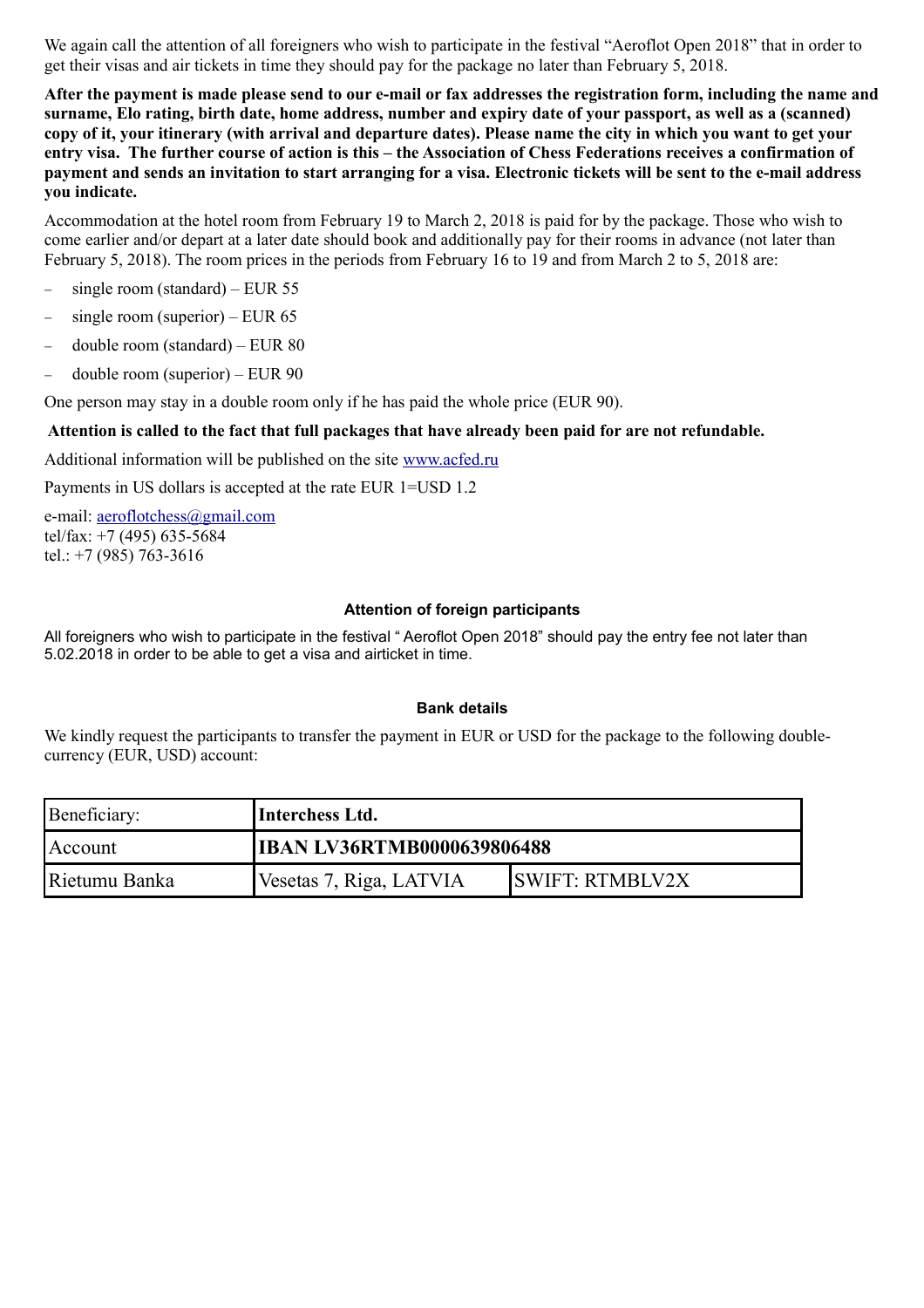We again call the attention of all foreigners who wish to participate in the festival "Aeroflot Open 2018" that in order to get their visas and air tickets in time they should pay for the package no later than February 5, 2018.

**After the payment is made please send to our e-mail or fax addresses the registration form, including the name and surname, Elo rating, birth date, home address, number and expiry date of your passport, as well as a (scanned) copy of it, your itinerary (with arrival and departure dates). Please name the city in which you want to get your entry visa. The further course of action is this – the Association of Chess Federations receives a confirmation of payment and sends an invitation to start arranging for a visa. Electronic tickets will be sent to the e-mail address you indicate.**

Accommodation at the hotel room from February 19 to March 2, 2018 is paid for by the package. Those who wish to come earlier and/or depart at a later date should book and additionally pay for their rooms in advance (not later than February 5, 2018). The room prices in the periods from February 16 to 19 and from March 2 to 5, 2018 are:

- single room (standard) – EUR 55
- single room (superior) – EUR 65
- double room (standard) – EUR 80
- double room (superior) – EUR 90

One person may stay in a double room only if he has paid the whole price (EUR 90).

**Attention is called to the fact that full packages that have already been paid for are not refundable.**

Additional information will be published on the site www.acfed.ru

Payments in US dollars is accepted at the rate EUR 1=USD 1.2

e-mail: aeroflotchess@gmail.com
tel/fax: +7 (495) 635-5684
tel.: +7 (985) 763-3616

### Attention of foreign participants

All foreigners who wish to participate in the festival " Aeroflot Open 2018" should pay the entry fee not later than 5.02.2018 in order to be able to get a visa and airticket in time.

### Bank details

We kindly request the participants to transfer the payment in EUR or USD for the package to the following double-currency (EUR, USD) account:

| | | |
|---|---|---|
| Beneficiary: | **Interchess Ltd.** | |
| Account | **IBAN LV36RTMB0000639806488** | |
| Rietumu Banka | Vesetas 7, Riga, LATVIA | SWIFT: RTMBLV2X |